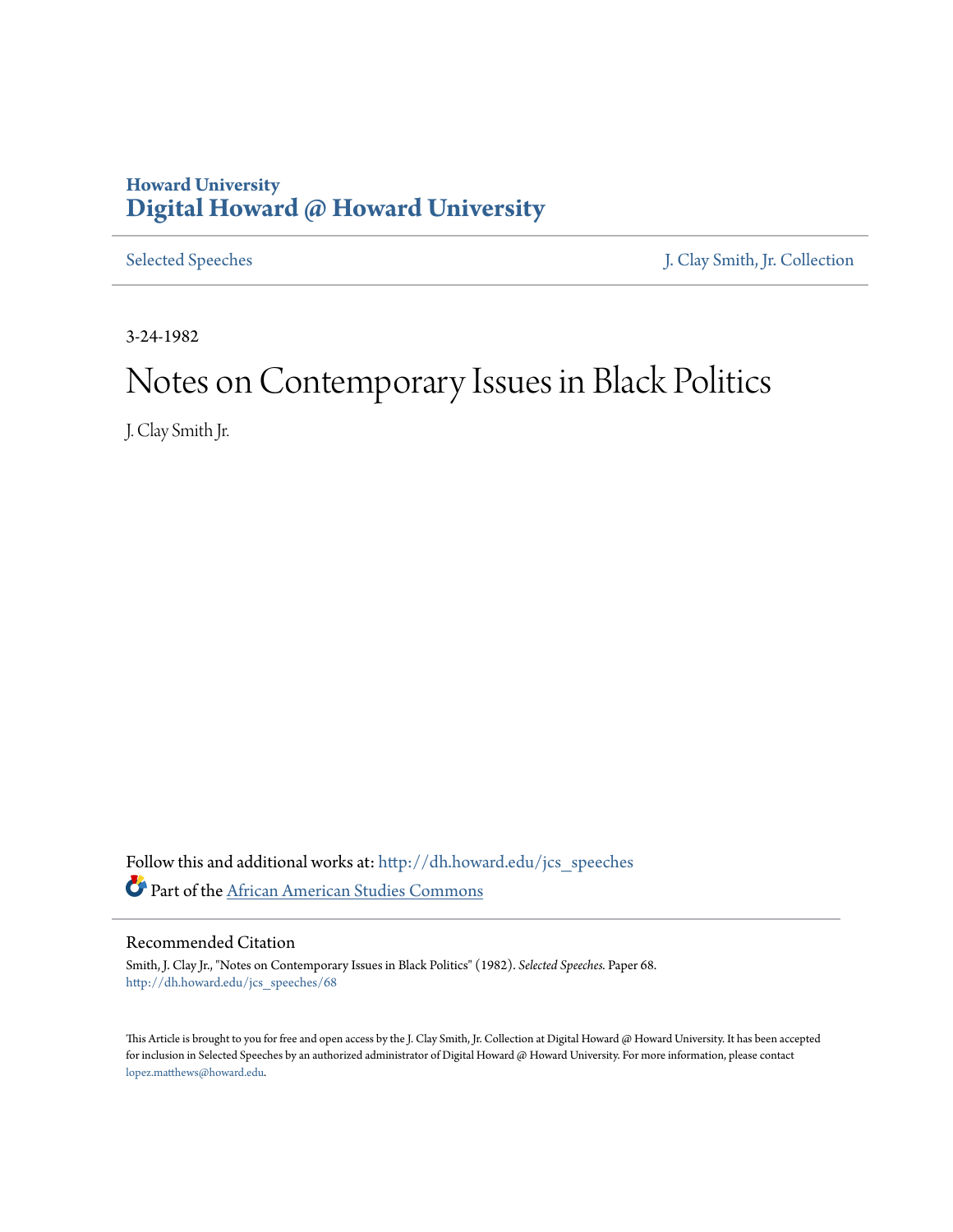Howard University
# Digital Howard @ Howard University

Selected Speeches | J. Clay Smith, Jr. Collection

3-24-1982

# Notes on Contemporary Issues in Black Politics

J. Clay Smith Jr.

Follow this and additional works at: http://dh.howard.edu/jcs_speeches

Part of the African American Studies Commons

## Recommended Citation

Smith, J. Clay Jr., "Notes on Contemporary Issues in Black Politics" (1982). *Selected Speeches.* Paper 68.
http://dh.howard.edu/jcs_speeches/68

This Article is brought to you for free and open access by the J. Clay Smith, Jr. Collection at Digital Howard @ Howard University. It has been accepted for inclusion in Selected Speeches by an authorized administrator of Digital Howard @ Howard University. For more information, please contact lopez.matthews@howard.edu.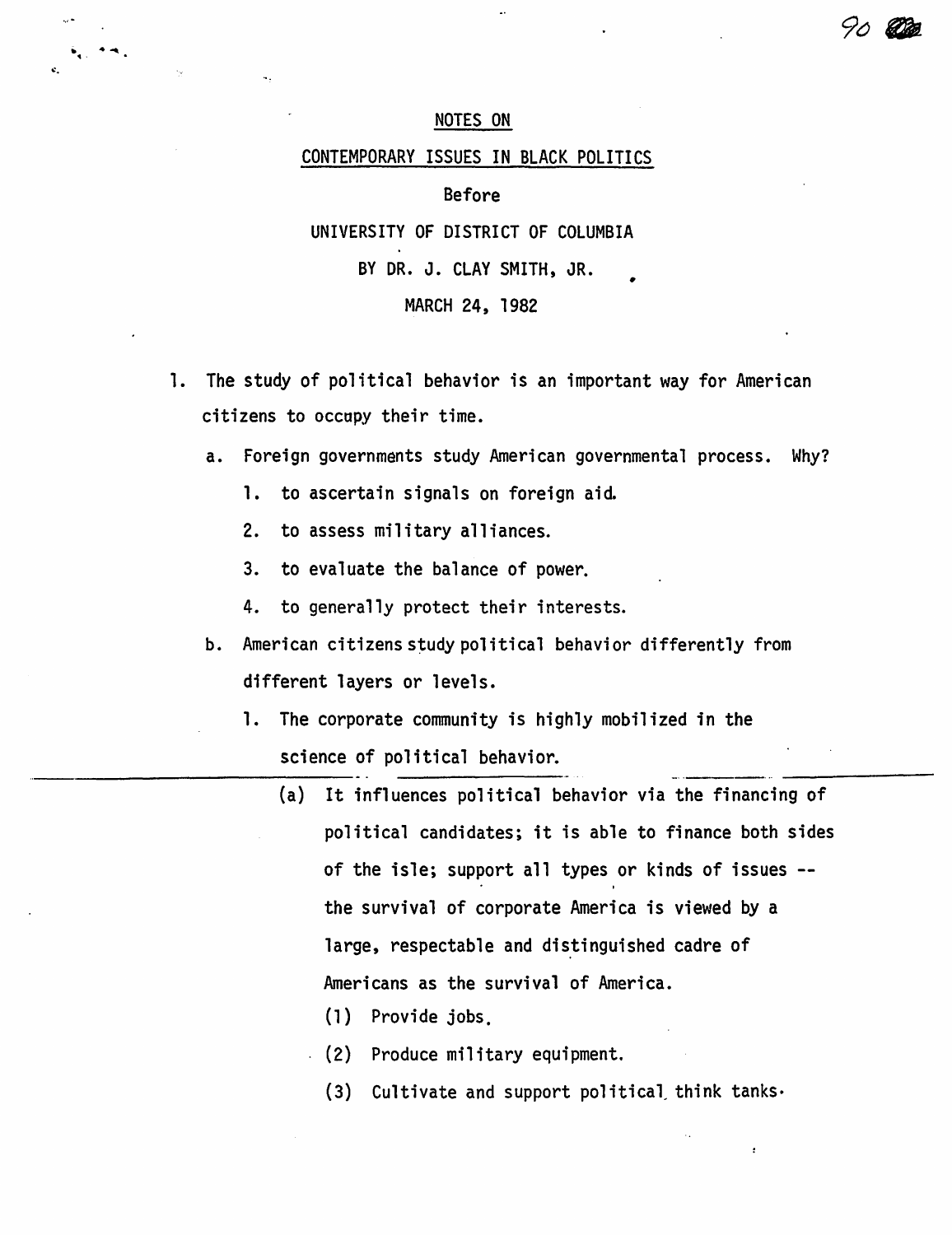NOTES ON

CONTEMPORARY ISSUES IN BLACK POLITICS

Before

UNIVERSITY OF DISTRICT OF COLUMBIA

BY DR. J. CLAY SMITH, JR.

MARCH 24, 1982

1. The study of political behavior is an important way for American citizens to occupy their time.

   a. Foreign governments study American governmental process. Why?

      1. to ascertain signals on foreign aid.

      2. to assess military alliances.

      3. to evaluate the balance of power.

      4. to generally protect their interests.

   b. American citizens study political behavior differently from different layers or levels.

      1. The corporate community is highly mobilized in the science of political behavior.

         (a) It influences political behavior via the financing of political candidates; it is able to finance both sides of the isle; support all types or kinds of issues -- the survival of corporate America is viewed by a large, respectable and distinguished cadre of Americans as the survival of America.

            (1) Provide jobs.

            (2) Produce military equipment.

            (3) Cultivate and support political think tanks.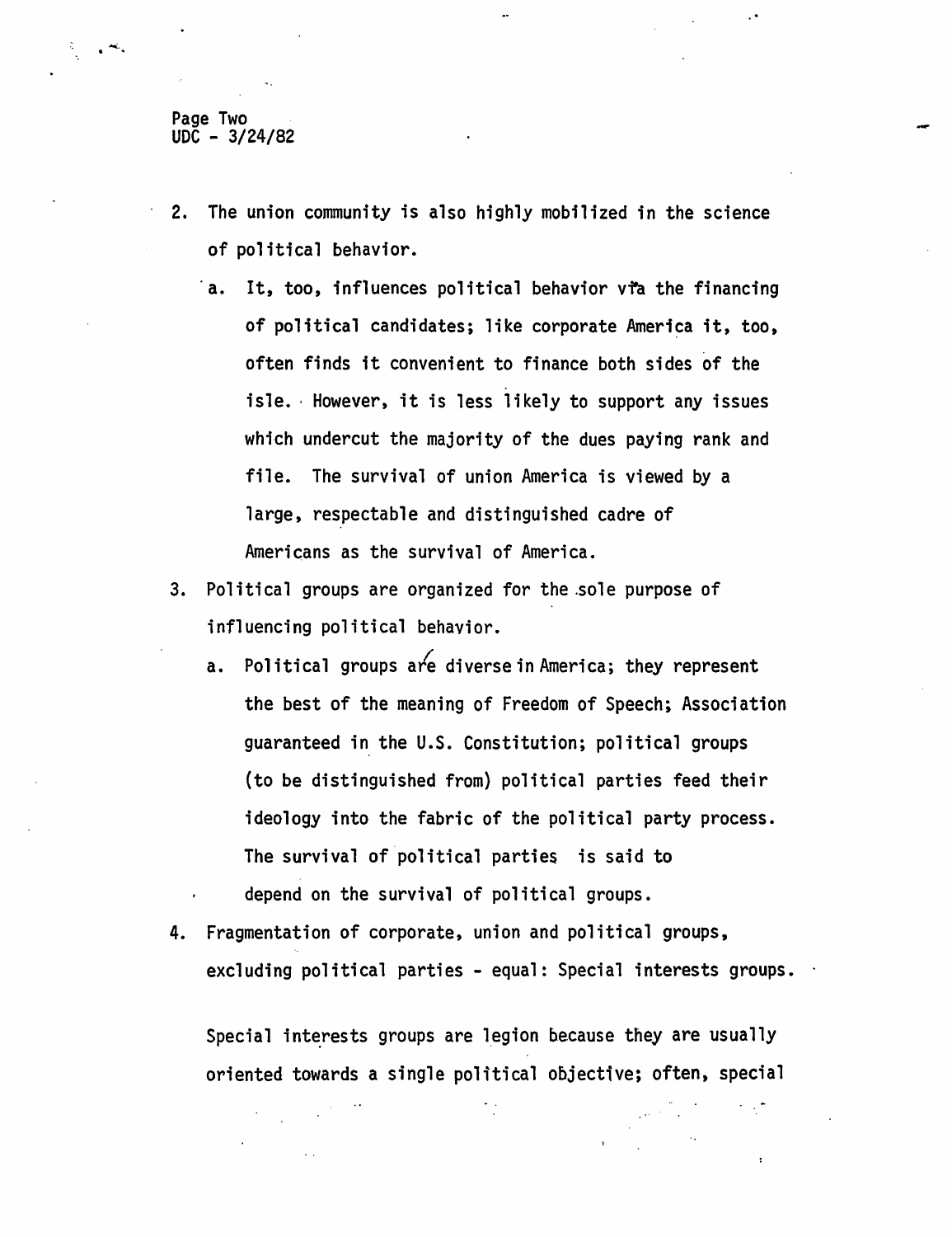2. The union community is also highly mobilized in the science of political behavior.

   a. It, too, influences political behavior via the financing of political candidates; like corporate America it, too, often finds it convenient to finance both sides of the isle. However, it is less likely to support any issues which undercut the majority of the dues paying rank and file. The survival of union America is viewed by a large, respectable and distinguished cadre of Americans as the survival of America.

3. Political groups are organized for the sole purpose of influencing political behavior.

   a. Political groups are diverse in America; they represent the best of the meaning of Freedom of Speech; Association guaranteed in the U.S. Constitution; political groups (to be distinguished from) political parties feed their ideology into the fabric of the political party process. The survival of political parties is said to depend on the survival of political groups.

4. Fragmentation of corporate, union and political groups, excluding political parties - equal: Special interests groups.

   Special interests groups are legion because they are usually oriented towards a single political objective; often, special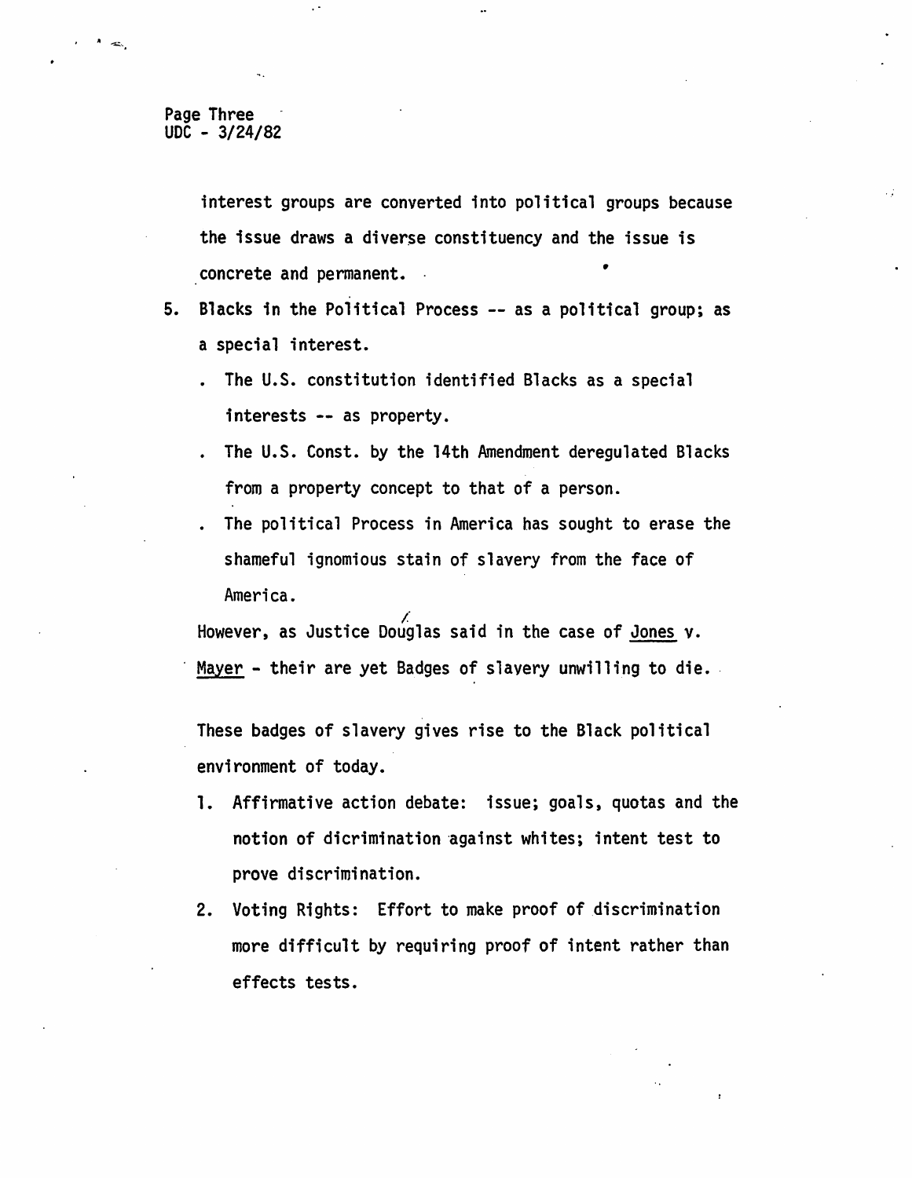interest groups are converted into political groups because the issue draws a diverse constituency and the issue is concrete and permanent.

5. Blacks in the Political Process -- as a political group; as a special interest.

   . The U.S. constitution identified Blacks as a special interests -- as property.

   . The U.S. Const. by the 14th Amendment deregulated Blacks from a property concept to that of a person.

   . The political Process in America has sought to erase the shameful ignomious stain of slavery from the face of America.

   However, as Justice Douglas said in the case of <u>Jones</u> v. <u>Mayer</u> - their are yet Badges of slavery unwilling to die.

   These badges of slavery gives rise to the Black political environment of today.

   1. Affirmative action debate: issue; goals, quotas and the notion of dicrimination against whites; intent test to prove discrimination.

   2. Voting Rights: Effort to make proof of discrimination more difficult by requiring proof of intent rather than effects tests.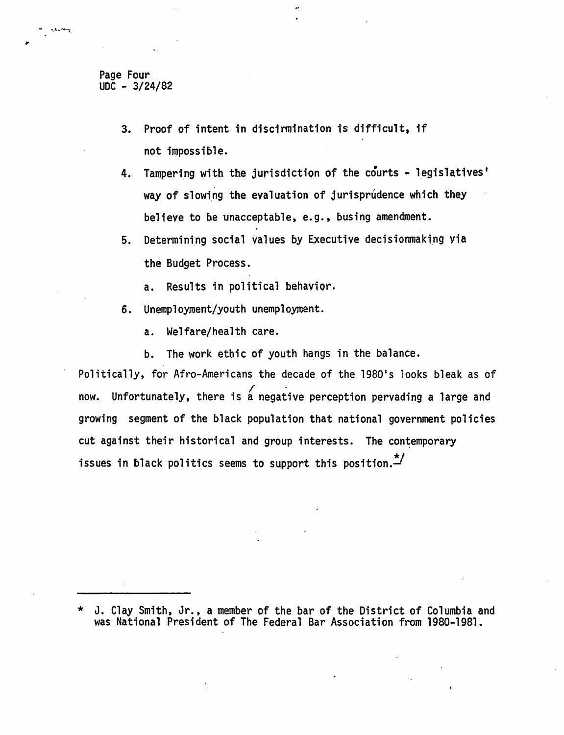3. Proof of intent in discirmination is difficult, if not impossible.

4. Tampering with the jurisdiction of the courts - legislatives' way of slowing the evaluation of jurisprudence which they believe to be unacceptable, e.g., busing amendment.

5. Determining social values by Executive decisionmaking via the Budget Process.

   a. Results in political behavior.

6. Unemployment/youth unemployment.

   a. Welfare/health care.

   b. The work ethic of youth hangs in the balance.

Politically, for Afro-Americans the decade of the 1980's looks bleak as of now. Unfortunately, there is a negative perception pervading a large and growing segment of the black population that national government policies cut against their historical and group interests. The contemporary issues in black politics seems to support this position.*/

---

\* J. Clay Smith, Jr., a member of the bar of the District of Columbia and was National President of The Federal Bar Association from 1980-1981.